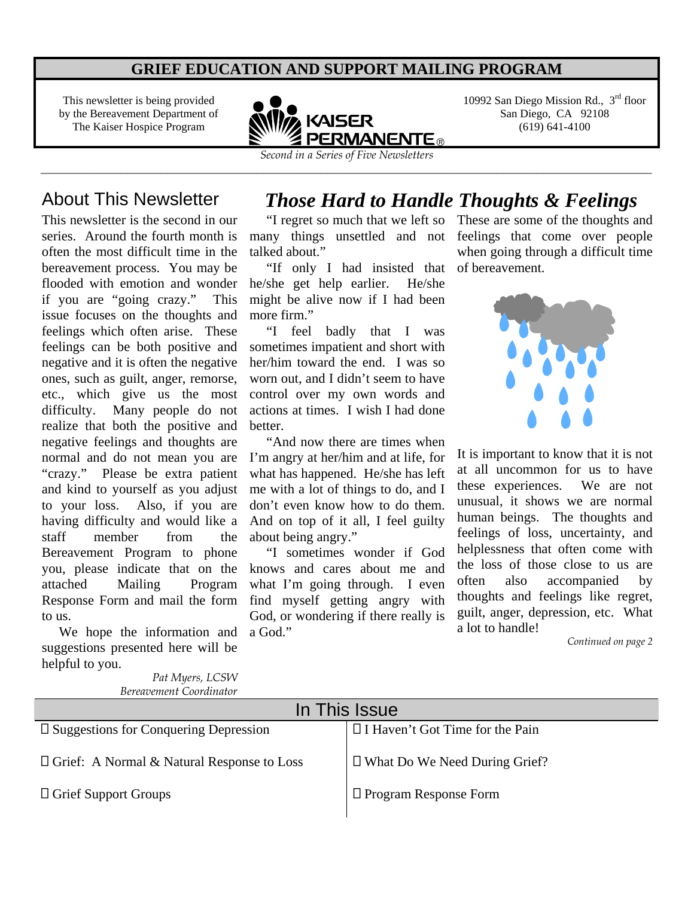# GRIEF EDUCATION AND SUPPORT MAILING PROGRAM

This newsletter is being provided by the Bereavement Department of The Kaiser Hospice Program

KAISER PERMANENTE®

10992 San Diego Mission Rd., 3rd floor
San Diego, CA 92108
(619) 641-4100

*Second in a Series of Five Newsletters*

## About This Newsletter

This newsletter is the second in our series. Around the fourth month is often the most difficult time in the bereavement process. You may be flooded with emotion and wonder if you are "going crazy." This issue focuses on the thoughts and feelings which often arise. These feelings can be both positive and negative and it is often the negative ones, such as guilt, anger, remorse, etc., which give us the most difficulty. Many people do not realize that both the positive and negative feelings and thoughts are normal and do not mean you are "crazy." Please be extra patient and kind to yourself as you adjust to your loss. Also, if you are having difficulty and would like a staff member from the Bereavement Program to phone you, please indicate that on the attached Mailing Program Response Form and mail the form to us.

We hope the information and suggestions presented here will be helpful to you.

*Pat Myers, LCSW*
*Bereavement Coordinator*

## *Those Hard to Handle Thoughts & Feelings*

"I regret so much that we left so many things unsettled and not talked about."

"If only I had insisted that he/she get help earlier. He/she might be alive now if I had been more firm."

"I feel badly that I was sometimes impatient and short with her/him toward the end. I was so worn out, and I didn't seem to have control over my own words and actions at times. I wish I had done better.

"And now there are times when I'm angry at her/him and at life, for what has happened. He/she has left me with a lot of things to do, and I don't even know how to do them. And on top of it all, I feel guilty about being angry."

"I sometimes wonder if God knows and cares about me and what I'm going through. I even find myself getting angry with God, or wondering if there really is a God."

These are some of the thoughts and feelings that come over people when going through a difficult time of bereavement.

It is important to know that it is not at all uncommon for us to have these experiences. We are not unusual, it shows we are normal human beings. The thoughts and feelings of loss, uncertainty, and helplessness that often come with the loss of those close to us are often also accompanied by thoughts and feelings like regret, guilt, anger, depression, etc. What a lot to handle!

*Continued on page 2*

## In This Issue

- Suggestions for Conquering Depression
- Grief: A Normal & Natural Response to Loss
- Grief Support Groups
- I Haven't Got Time for the Pain
- What Do We Need During Grief?
- Program Response Form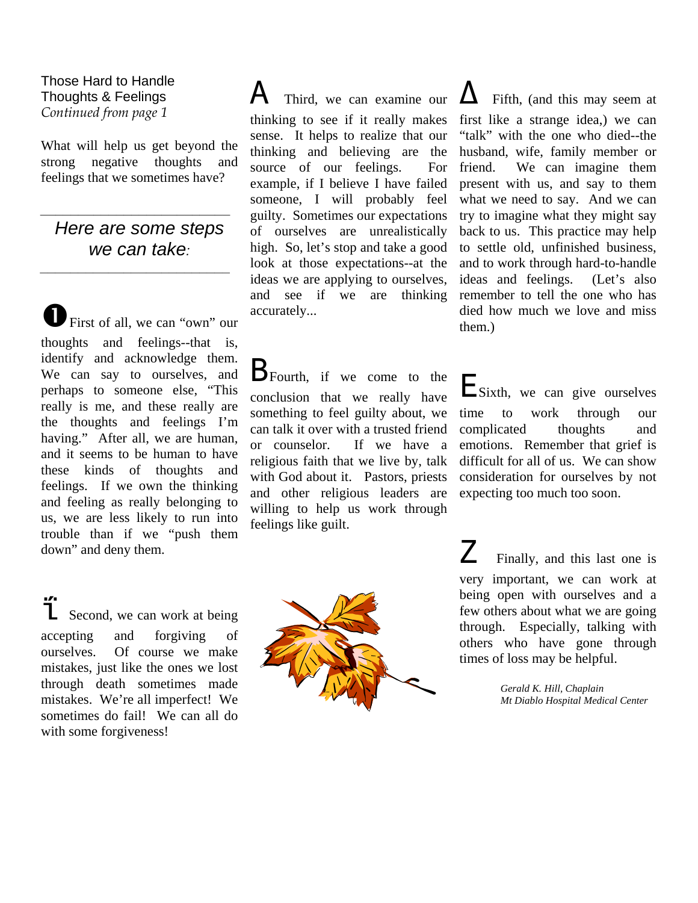## Those Hard to Handle Thoughts & Feelings

*Continued from page 1*

What will help us get beyond the strong negative thoughts and feelings that we sometimes have?

---

### *Here are some steps we can take:*

---

❶ First of all, we can "own" our thoughts and feelings--that is, identify and acknowledge them. We can say to ourselves, and perhaps to someone else, "This really is me, and these really are the thoughts and feelings I'm having." After all, we are human, and it seems to be human to have these kinds of thoughts and feelings. If we own the thinking and feeling as really belonging to us, we are less likely to run into trouble than if we "push them down" and deny them.

❷ Second, we can work at being accepting and forgiving of ourselves. Of course we make mistakes, just like the ones we lost through death sometimes made mistakes. We're all imperfect! We sometimes do fail! We can all do with some forgiveness!

❸ Third, we can examine our thinking to see if it really makes sense. It helps to realize that our thinking and believing are the source of our feelings. For example, if I believe I have failed someone, I will probably feel guilty. Sometimes our expectations of ourselves are unrealistically high. So, let's stop and take a good look at those expectations--at the ideas we are applying to ourselves, and see if we are thinking accurately...

❹ Fourth, if we come to the conclusion that we really have something to feel guilty about, we can talk it over with a trusted friend or counselor. If we have a religious faith that we live by, talk with God about it. Pastors, priests and other religious leaders are willing to help us work through feelings like guilt.

❺ Fifth, (and this may seem at first like a strange idea,) we can "talk" with the one who died--the husband, wife, family member or friend. We can imagine them present with us, and say to them what we need to say. And we can try to imagine what they might say back to us. This practice may help to settle old, unfinished business, and to work through hard-to-handle ideas and feelings. (Let's also remember to tell the one who has died how much we love and miss them.)

❻ Sixth, we can give ourselves time to work through our complicated thoughts and emotions. Remember that grief is difficult for all of us. We can show consideration for ourselves by not expecting too much too soon.

❼ Finally, and this last one is very important, we can work at being open with ourselves and a few others about what we are going through. Especially, talking with others who have gone through times of loss may be helpful.

*Gerald K. Hill, Chaplain*
*Mt Diablo Hospital Medical Center*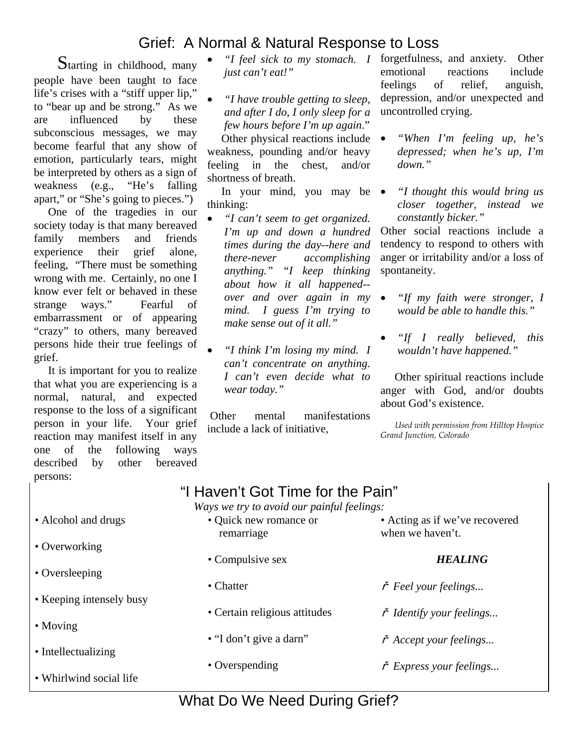## Grief: A Normal & Natural Response to Loss

Starting in childhood, many people have been taught to face life's crises with a "stiff upper lip," to "bear up and be strong." As we are influenced by these subconscious messages, we may become fearful that any show of emotion, particularly tears, might be interpreted by others as a sign of weakness (e.g., "He's falling apart," or "She's going to pieces.")

One of the tragedies in our society today is that many bereaved family members and friends experience their grief alone, feeling, "There must be something wrong with me. Certainly, no one I know ever felt or behaved in these strange ways." Fearful of embarrassment or of appearing "crazy" to others, many bereaved persons hide their true feelings of grief.

It is important for you to realize that what you are experiencing is a normal, natural, and expected response to the loss of a significant person in your life. Your grief reaction may manifest itself in any one of the following ways described by other bereaved persons:

- *"I feel sick to my stomach. I just can't eat!"*
- *"I have trouble getting to sleep, and after I do, I only sleep for a few hours before I'm up again."*

Other physical reactions include weakness, pounding and/or heavy feeling in the chest, and/or shortness of breath.

In your mind, you may be thinking:

- *"I can't seem to get organized. I'm up and down a hundred times during the day--here and there-never accomplishing anything." "I keep thinking about how it all happened--over and over again in my mind. I guess I'm trying to make sense out of it all."*
- *"I think I'm losing my mind. I can't concentrate on anything. I can't even decide what to wear today."*

Other mental manifestations include a lack of initiative, forgetfulness, and anxiety. Other emotional reactions include feelings of relief, anguish, depression, and/or unexpected and uncontrolled crying.

- *"When I'm feeling up, he's depressed; when he's up, I'm down."*
- *"I thought this would bring us closer together, instead we constantly bicker."*

Other social reactions include a tendency to respond to others with anger or irritability and/or a loss of spontaneity.

- *"If my faith were stronger, I would be able to handle this."*
- *"If I really believed, this wouldn't have happened."*

Other spiritual reactions include anger with God, and/or doubts about God's existence.

*Used with permission from Hilltop Hospice Grand Junction, Colorado*

## "I Haven't Got Time for the Pain"

*Ways we try to avoid our painful feelings:*

- Alcohol and drugs
- Overworking
- Oversleeping
- Keeping intensely busy
- Moving
- Intellectualizing
- Whirlwind social life
- Quick new romance or remarriage
- Compulsive sex
- Chatter
- Certain religious attitudes
- "I don't give a darn"
- Overspending
- Acting as if we've recovered when we haven't.

***HEALING***

- ✓ *Feel your feelings...*
- ✓ *Identify your feelings...*
- ✓ *Accept your feelings...*
- ✓ *Express your feelings...*

## What Do We Need During Grief?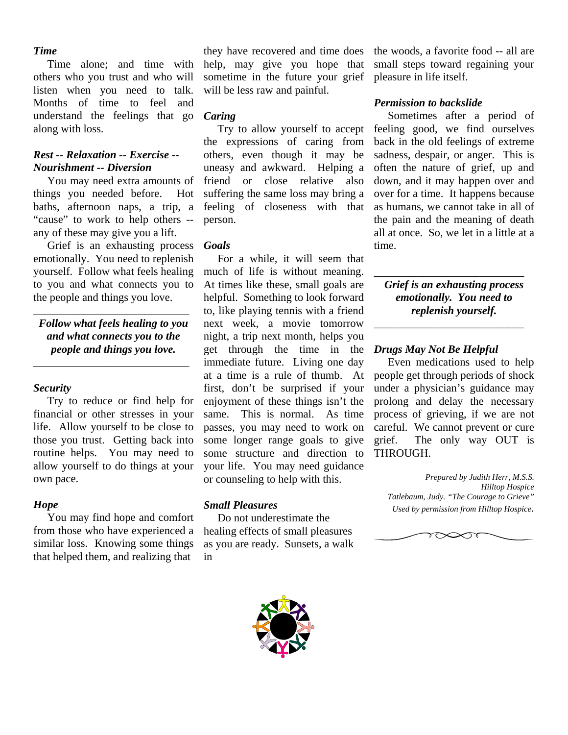### *Time*

Time alone; and time with others who you trust and who will listen when you need to talk. Months of time to feel and understand the feelings that go along with loss.

### *Rest -- Relaxation -- Exercise -- Nourishment -- Diversion*

You may need extra amounts of things you needed before. Hot baths, afternoon naps, a trip, a "cause" to work to help others -- any of these may give you a lift.

Grief is an exhausting process emotionally. You need to replenish yourself. Follow what feels healing to you and what connects you to the people and things you love.

---

***Follow what feels healing to you and what connects you to the people and things you love.***

---

### *Security*

Try to reduce or find help for financial or other stresses in your life. Allow yourself to be close to those you trust. Getting back into routine helps. You may need to allow yourself to do things at your own pace.

### *Hope*

You may find hope and comfort from those who have experienced a similar loss. Knowing some things that helped them, and realizing that they have recovered and time does help, may give you hope that sometime in the future your grief will be less raw and painful.

### *Caring*

Try to allow yourself to accept the expressions of caring from others, even though it may be uneasy and awkward. Helping a friend or close relative also suffering the same loss may bring a feeling of closeness with that person.

### *Goals*

For a while, it will seem that much of life is without meaning. At times like these, small goals are helpful. Something to look forward to, like playing tennis with a friend next week, a movie tomorrow night, a trip next month, helps you get through the time in the immediate future. Living one day at a time is a rule of thumb. At first, don't be surprised if your enjoyment of these things isn't the same. This is normal. As time passes, you may need to work on some longer range goals to give some structure and direction to your life. You may need guidance or counseling to help with this.

### *Small Pleasures*

Do not underestimate the healing effects of small pleasures as you are ready. Sunsets, a walk in the woods, a favorite food -- all are small steps toward regaining your pleasure in life itself.

### *Permission to backslide*

Sometimes after a period of feeling good, we find ourselves back in the old feelings of extreme sadness, despair, or anger. This is often the nature of grief, up and down, and it may happen over and over for a time. It happens because as humans, we cannot take in all of the pain and the meaning of death all at once. So, we let in a little at a time.

---

***Grief is an exhausting process emotionally. You need to replenish yourself.***

---

### *Drugs May Not Be Helpful*

Even medications used to help people get through periods of shock under a physician's guidance may prolong and delay the necessary process of grieving, if we are not careful. We cannot prevent or cure grief. The only way OUT is THROUGH.

*Prepared by Judith Herr, M.S.S.*
*Hilltop Hospice*
*Tatlebaum, Judy. "The Courage to Grieve"*
*Used by permission from Hilltop Hospice*.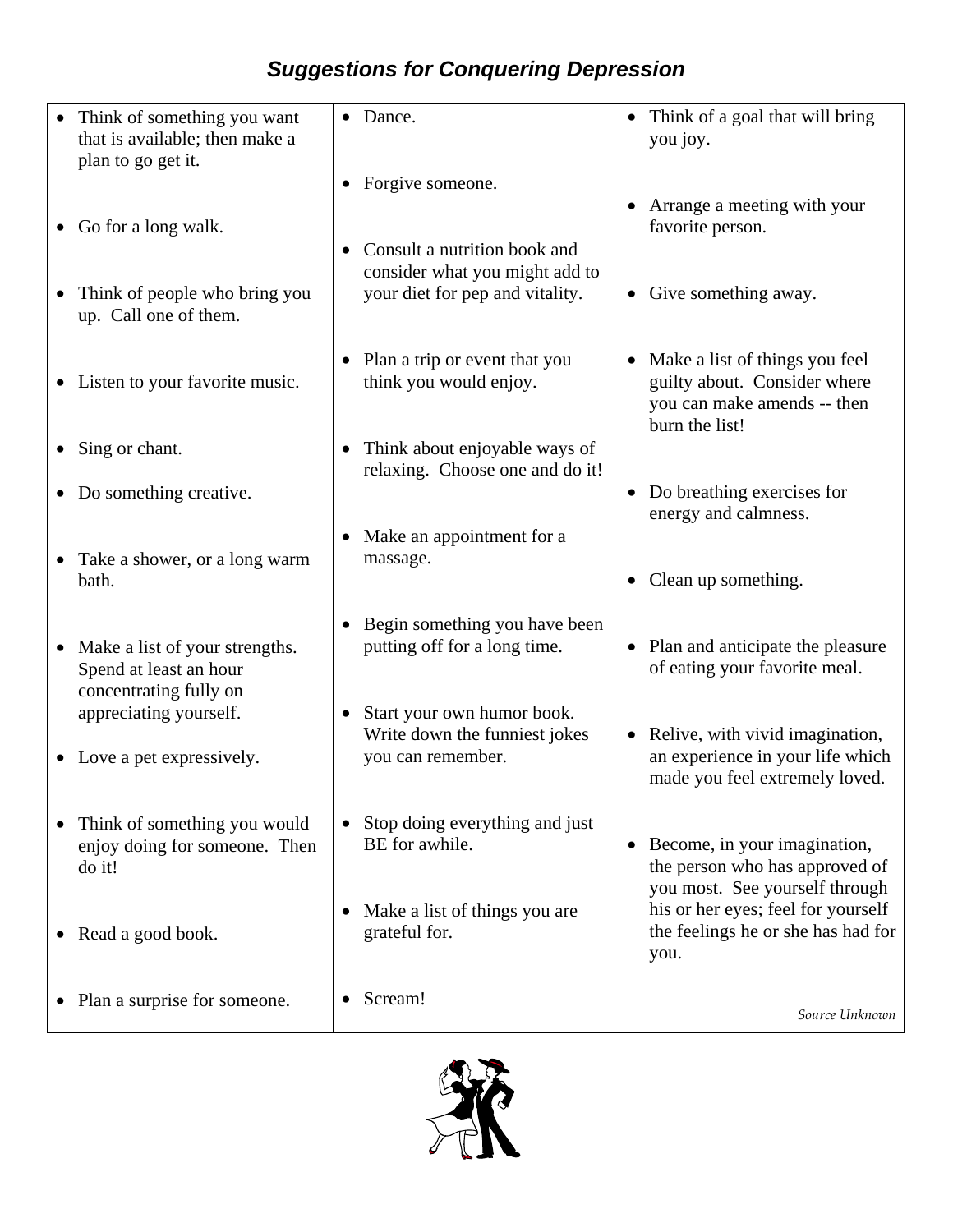# *Suggestions for Conquering Depression*

- Think of something you want that is available; then make a plan to go get it.
- Go for a long walk.
- Think of people who bring you up. Call one of them.
- Listen to your favorite music.
- Sing or chant.
- Do something creative.
- Take a shower, or a long warm bath.
- Make a list of your strengths. Spend at least an hour concentrating fully on appreciating yourself.
- Love a pet expressively.
- Think of something you would enjoy doing for someone. Then do it!
- Read a good book.
- Plan a surprise for someone.

- Dance.
- Forgive someone.
- Consult a nutrition book and consider what you might add to your diet for pep and vitality.
- Plan a trip or event that you think you would enjoy.
- Think about enjoyable ways of relaxing. Choose one and do it!
- Make an appointment for a massage.
- Begin something you have been putting off for a long time.
- Start your own humor book. Write down the funniest jokes you can remember.
- Stop doing everything and just BE for awhile.
- Make a list of things you are grateful for.
- Scream!

- Think of a goal that will bring you joy.
- Arrange a meeting with your favorite person.
- Give something away.
- Make a list of things you feel guilty about. Consider where you can make amends -- then burn the list!
- Do breathing exercises for energy and calmness.
- Clean up something.
- Plan and anticipate the pleasure of eating your favorite meal.
- Relive, with vivid imagination, an experience in your life which made you feel extremely loved.
- Become, in your imagination, the person who has approved of you most. See yourself through his or her eyes; feel for yourself the feelings he or she has had for you.

*Source Unknown*